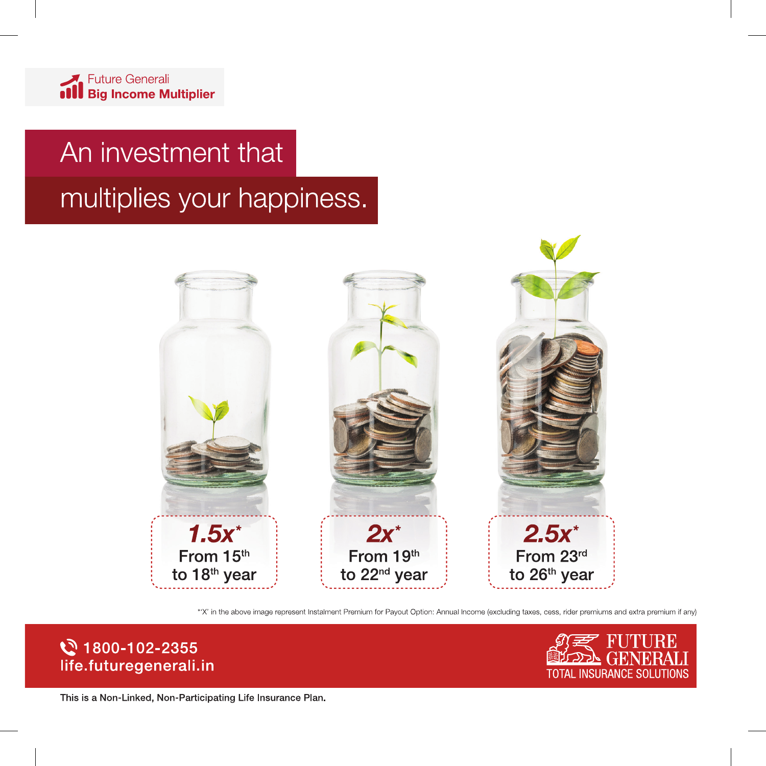Future Generali
**Big Income Multiplier**

# An investment that multiplies your happiness.

***1.5x****
From 15th to 18th year

***2x****
From 19th to 22nd year

***2.5x****
From 23rd to 26th year

*'X' in the above image represent Instalment Premium for Payout Option: Annual Income (excluding taxes, cess, rider premiums and extra premium if any)

1800-102-2355
life.futuregenerali.in

FUTURE GENERALI
TOTAL INSURANCE SOLUTIONS

This is a Non-Linked, Non-Participating Life Insurance Plan.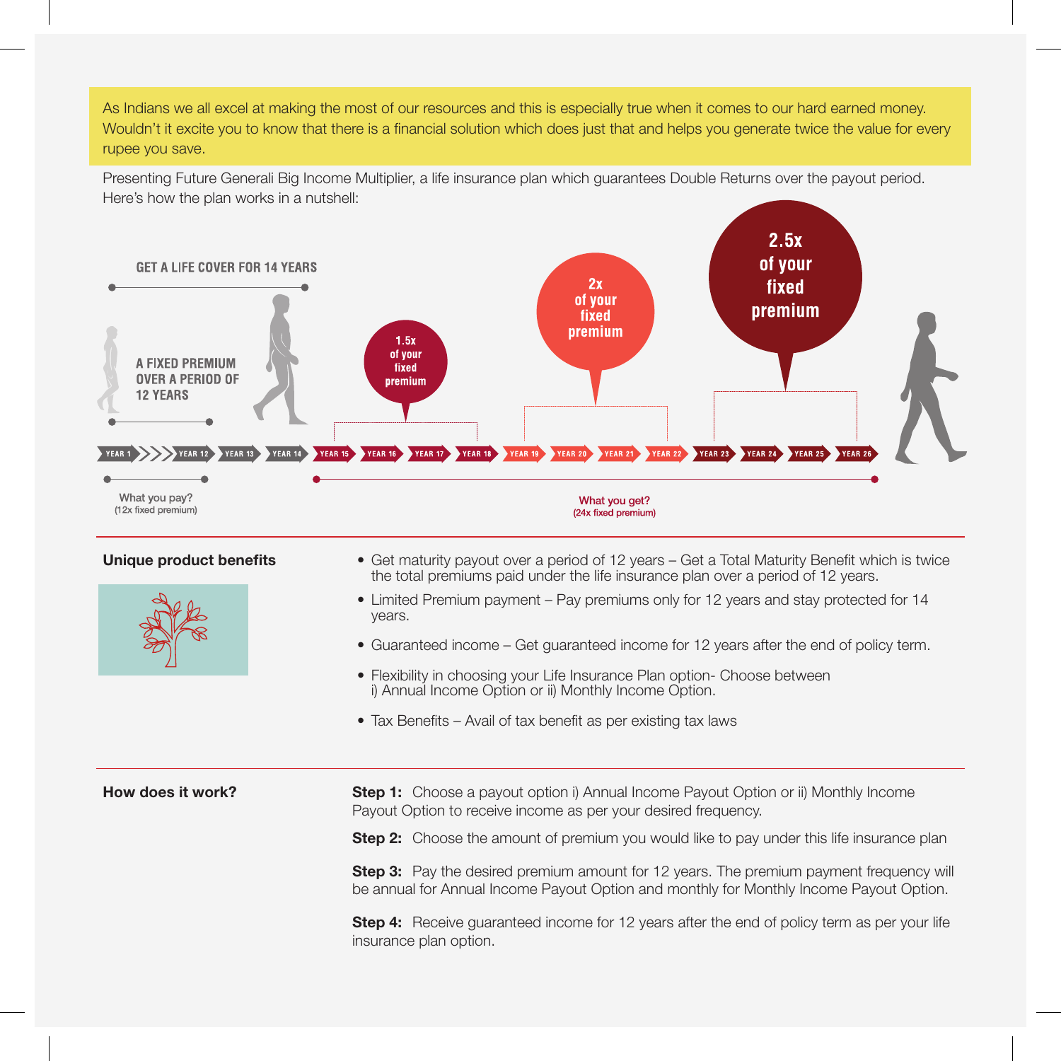As Indians we all excel at making the most of our resources and this is especially true when it comes to our hard earned money. Wouldn't it excite you to know that there is a financial solution which does just that and helps you generate twice the value for every rupee you save.

Presenting Future Generali Big Income Multiplier, a life insurance plan which guarantees Double Returns over the payout period. Here's how the plan works in a nutshell:

GET A LIFE COVER FOR 14 YEARS

A FIXED PREMIUM OVER A PERIOD OF 12 YEARS

1.5x of your fixed premium

2x of your fixed premium

2.5x of your fixed premium

YEAR 1 | YEAR 12 | YEAR 13 | YEAR 14 | YEAR 15 | YEAR 16 | YEAR 17 | YEAR 18 | YEAR 19 | YEAR 20 | YEAR 21 | YEAR 22 | YEAR 23 | YEAR 24 | YEAR 25 | YEAR 26

What you pay?
(12x fixed premium)

What you get?
(24x fixed premium)

## Unique product benefits

- Get maturity payout over a period of 12 years – Get a Total Maturity Benefit which is twice the total premiums paid under the life insurance plan over a period of 12 years.
- Limited Premium payment – Pay premiums only for 12 years and stay protected for 14 years.
- Guaranteed income – Get guaranteed income for 12 years after the end of policy term.
- Flexibility in choosing your Life Insurance Plan option- Choose between i) Annual Income Option or ii) Monthly Income Option.
- Tax Benefits – Avail of tax benefit as per existing tax laws

## How does it work?

**Step 1:** Choose a payout option i) Annual Income Payout Option or ii) Monthly Income Payout Option to receive income as per your desired frequency.

**Step 2:** Choose the amount of premium you would like to pay under this life insurance plan

**Step 3:** Pay the desired premium amount for 12 years. The premium payment frequency will be annual for Annual Income Payout Option and monthly for Monthly Income Payout Option.

**Step 4:** Receive guaranteed income for 12 years after the end of policy term as per your life insurance plan option.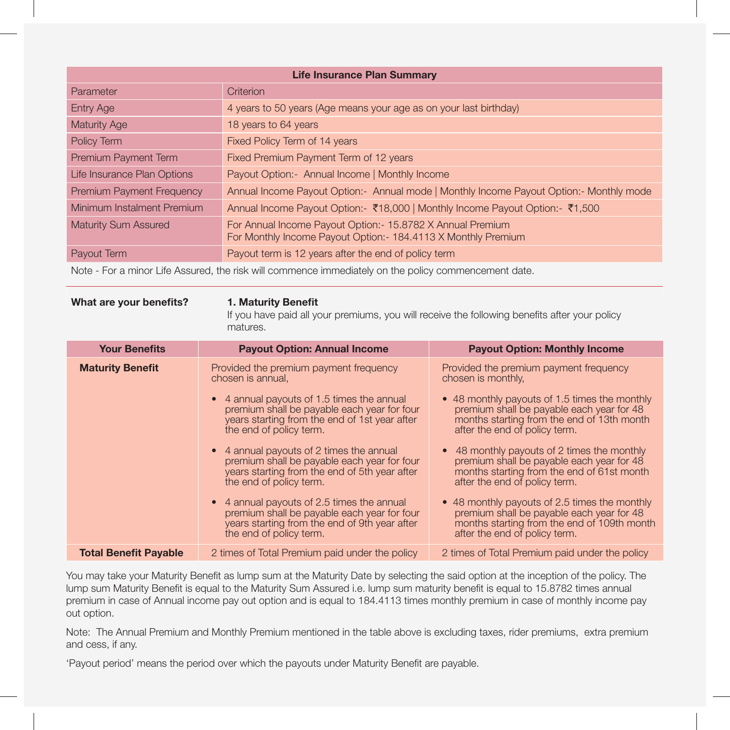| Life Insurance Plan Summary | |
|---|---|
| Parameter | Criterion |
| Entry Age | 4 years to 50 years (Age means your age as on your last birthday) |
| Maturity Age | 18 years to 64 years |
| Policy Term | Fixed Policy Term of 14 years |
| Premium Payment Term | Fixed Premium Payment Term of 12 years |
| Life Insurance Plan Options | Payout Option:- Annual Income \| Monthly Income |
| Premium Payment Frequency | Annual Income Payout Option:- Annual mode \| Monthly Income Payout Option:- Monthly mode |
| Minimum Instalment Premium | Annual Income Payout Option:- ₹18,000 \| Monthly Income Payout Option:- ₹1,500 |
| Maturity Sum Assured | For Annual Income Payout Option:- 15.8782 X Annual Premium<br>For Monthly Income Payout Option:- 184.4113 X Monthly Premium |
| Payout Term | Payout term is 12 years after the end of policy term |

Note - For a minor Life Assured, the risk will commence immediately on the policy commencement date.

**What are your benefits?**

**1. Maturity Benefit**

If you have paid all your premiums, you will receive the following benefits after your policy matures.

| Your Benefits | Payout Option: Annual Income | Payout Option: Monthly Income |
|---|---|---|
| **Maturity Benefit** | Provided the premium payment frequency chosen is annual,<br>• 4 annual payouts of 1.5 times the annual premium shall be payable each year for four years starting from the end of 1st year after the end of policy term.<br>• 4 annual payouts of 2 times the annual premium shall be payable each year for four years starting from the end of 5th year after the end of policy term.<br>• 4 annual payouts of 2.5 times the annual premium shall be payable each year for four years starting from the end of 9th year after the end of policy term. | Provided the premium payment frequency chosen is monthly,<br>• 48 monthly payouts of 1.5 times the monthly premium shall be payable each year for 48 months starting from the end of 13th month after the end of policy term.<br>• 48 monthly payouts of 2 times the monthly premium shall be payable each year for 48 months starting from the end of 61st month after the end of policy term.<br>• 48 monthly payouts of 2.5 times the monthly premium shall be payable each year for 48 months starting from the end of 109th month after the end of policy term. |
| **Total Benefit Payable** | 2 times of Total Premium paid under the policy | 2 times of Total Premium paid under the policy |

You may take your Maturity Benefit as lump sum at the Maturity Date by selecting the said option at the inception of the policy. The lump sum Maturity Benefit is equal to the Maturity Sum Assured i.e. lump sum maturity benefit is equal to 15.8782 times annual premium in case of Annual income pay out option and is equal to 184.4113 times monthly premium in case of monthly income pay out option.

Note: The Annual Premium and Monthly Premium mentioned in the table above is excluding taxes, rider premiums, extra premium and cess, if any.

'Payout period' means the period over which the payouts under Maturity Benefit are payable.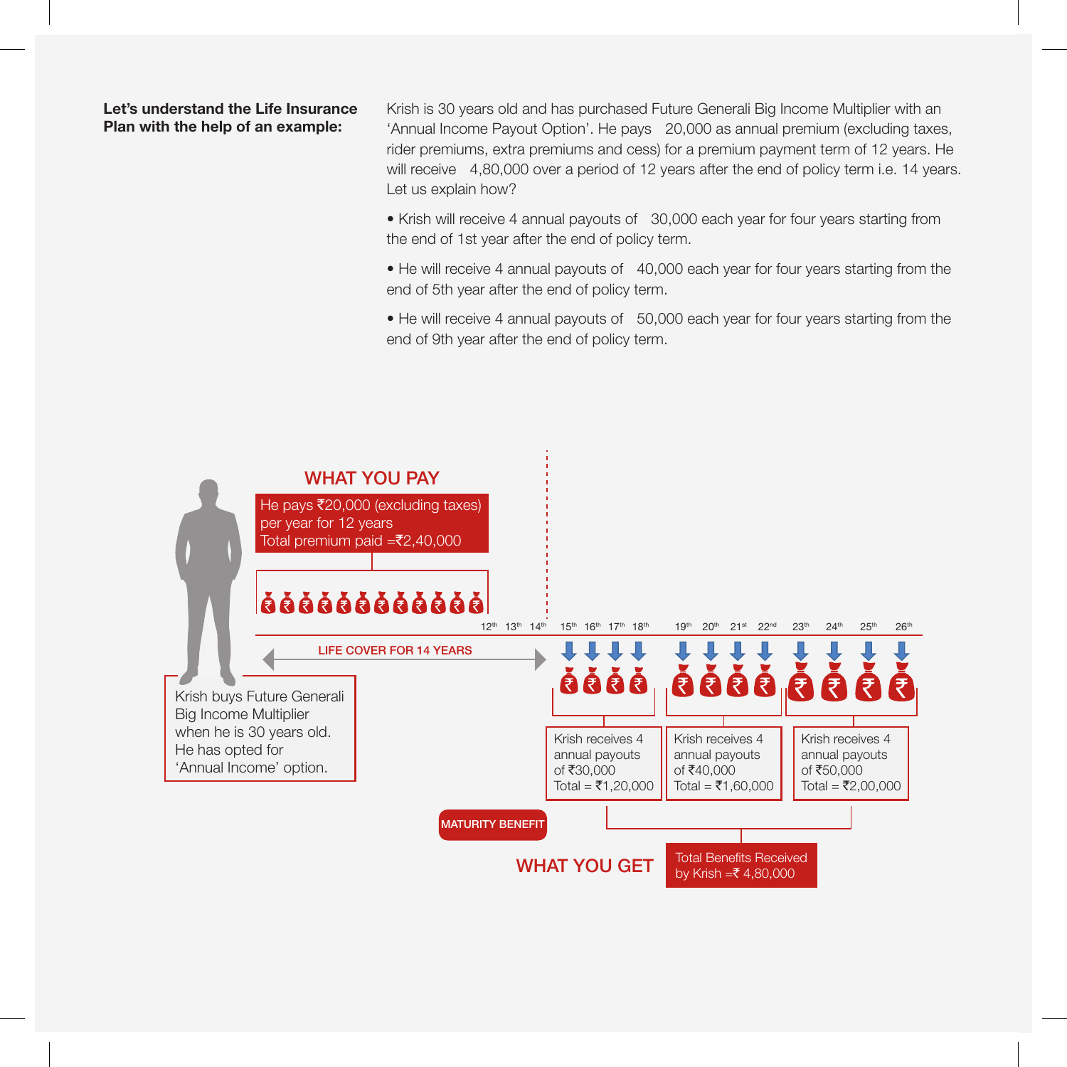**Let's understand the Life Insurance Plan with the help of an example:**

Krish is 30 years old and has purchased Future Generali Big Income Multiplier with an 'Annual Income Payout Option'. He pays 20,000 as annual premium (excluding taxes, rider premiums, extra premiums and cess) for a premium payment term of 12 years. He will receive 4,80,000 over a period of 12 years after the end of policy term i.e. 14 years. Let us explain how?

- Krish will receive 4 annual payouts of 30,000 each year for four years starting from the end of 1st year after the end of policy term.
- He will receive 4 annual payouts of 40,000 each year for four years starting from the end of 5th year after the end of policy term.
- He will receive 4 annual payouts of 50,000 each year for four years starting from the end of 9th year after the end of policy term.

**WHAT YOU PAY**

He pays ₹20,000 (excluding taxes) per year for 12 years
Total premium paid =₹2,40,000

12th 13th 14th 15th 16th 17th 18th 19th 20th 21st 22nd 23rd 24th 25th 26th

LIFE COVER FOR 14 YEARS

Krish buys Future Generali Big Income Multiplier when he is 30 years old. He has opted for 'Annual Income' option.

Krish receives 4 annual payouts of ₹30,000 Total = ₹1,20,000

Krish receives 4 annual payouts of ₹40,000 Total = ₹1,60,000

Krish receives 4 annual payouts of ₹50,000 Total = ₹2,00,000

MATURITY BENEFIT

**WHAT YOU GET**

Total Benefits Received by Krish =₹ 4,80,000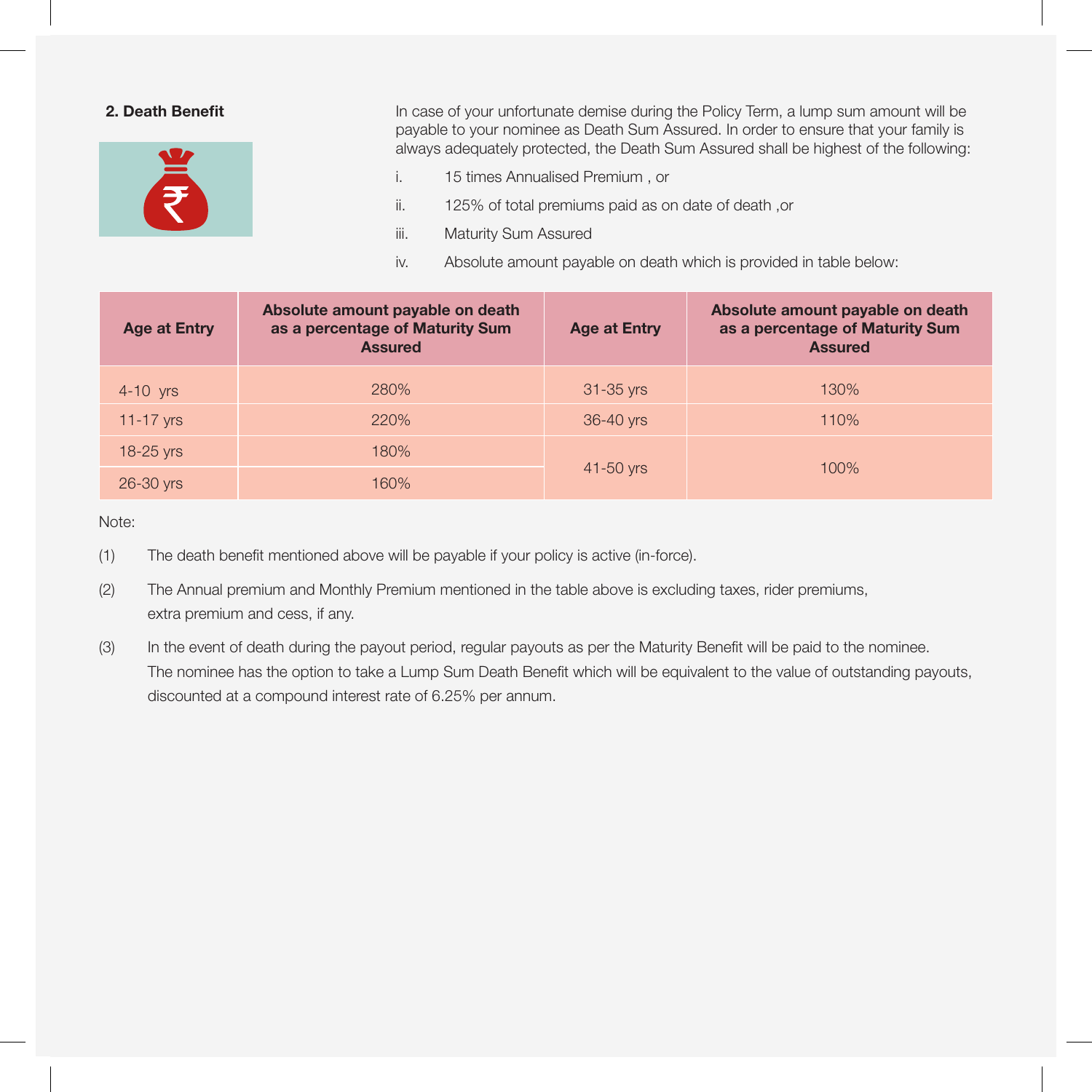## 2. Death Benefit

In case of your unfortunate demise during the Policy Term, a lump sum amount will be payable to your nominee as Death Sum Assured. In order to ensure that your family is always adequately protected, the Death Sum Assured shall be highest of the following:

i. 15 times Annualised Premium , or

ii. 125% of total premiums paid as on date of death ,or

iii. Maturity Sum Assured

iv. Absolute amount payable on death which is provided in table below:

| Age at Entry | Absolute amount payable on death as a percentage of Maturity Sum Assured | Age at Entry | Absolute amount payable on death as a percentage of Maturity Sum Assured |
|---|---|---|---|
| 4-10 yrs | 280% | 31-35 yrs | 130% |
| 11-17 yrs | 220% | 36-40 yrs | 110% |
| 18-25 yrs | 180% | 41-50 yrs | 100% |
| 26-30 yrs | 160% | | |

Note:

(1) The death benefit mentioned above will be payable if your policy is active (in-force).

(2) The Annual premium and Monthly Premium mentioned in the table above is excluding taxes, rider premiums, extra premium and cess, if any.

(3) In the event of death during the payout period, regular payouts as per the Maturity Benefit will be paid to the nominee. The nominee has the option to take a Lump Sum Death Benefit which will be equivalent to the value of outstanding payouts, discounted at a compound interest rate of 6.25% per annum.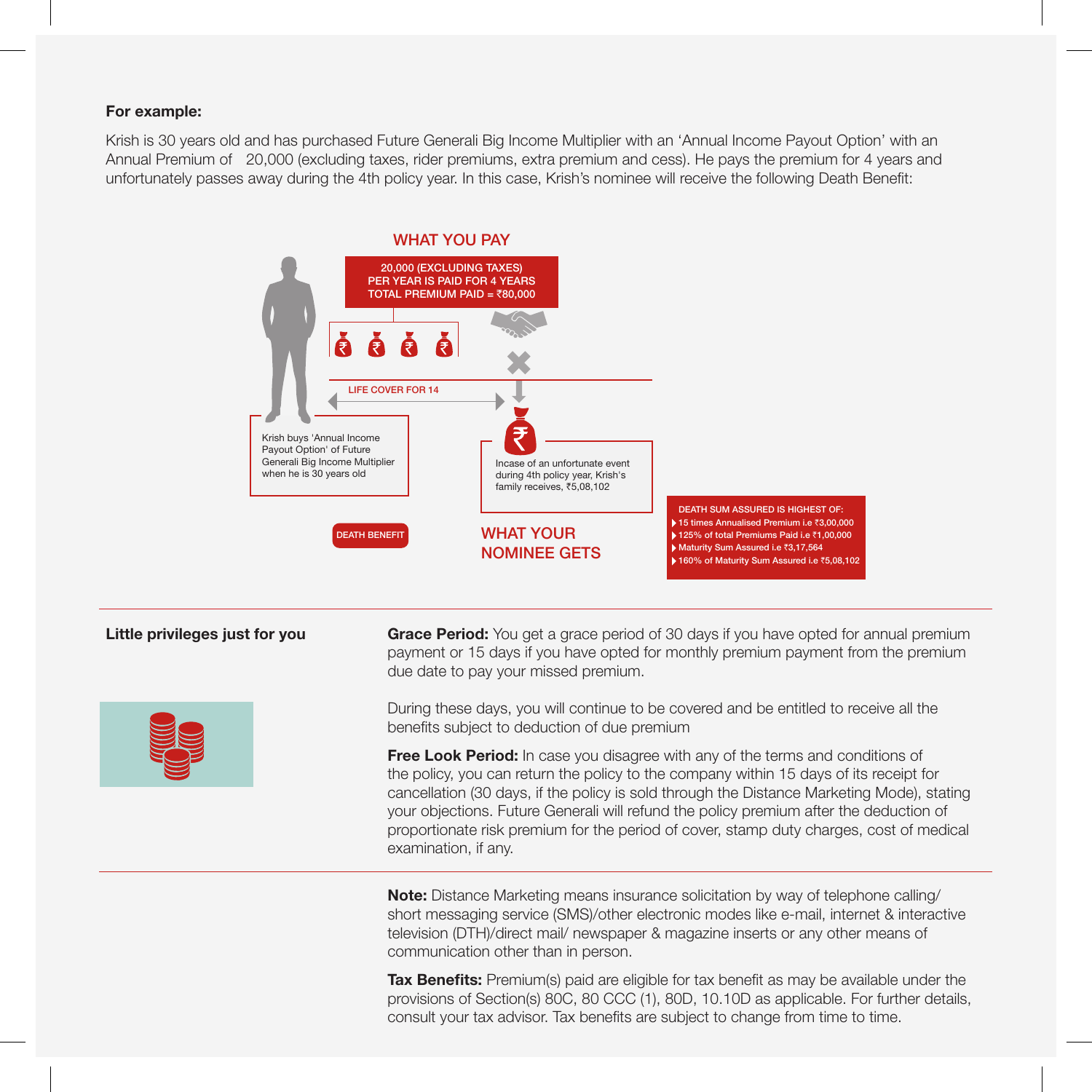**For example:**

Krish is 30 years old and has purchased Future Generali Big Income Multiplier with an 'Annual Income Payout Option' with an Annual Premium of 20,000 (excluding taxes, rider premiums, extra premium and cess). He pays the premium for 4 years and unfortunately passes away during the 4th policy year. In this case, Krish's nominee will receive the following Death Benefit:

**WHAT YOU PAY**

20,000 (EXCLUDING TAXES)
PER YEAR IS PAID FOR 4 YEARS
TOTAL PREMIUM PAID = ₹80,000

LIFE COVER FOR 14

Krish buys 'Annual Income Payout Option' of Future Generali Big Income Multiplier when he is 30 years old

Incase of an unfortunate event during 4th policy year, Krish's family receives, ₹5,08,102

DEATH BENEFIT

**WHAT YOUR NOMINEE GETS**

DEATH SUM ASSURED IS HIGHEST OF:

- 15 times Annualised Premium i.e ₹3,00,000
- 125% of total Premiums Paid i.e ₹1,00,000
- Maturity Sum Assured i.e ₹3,17,564
- 160% of Maturity Sum Assured i.e ₹5,08,102

**Little privileges just for you**

**Grace Period:** You get a grace period of 30 days if you have opted for annual premium payment or 15 days if you have opted for monthly premium payment from the premium due date to pay your missed premium.

During these days, you will continue to be covered and be entitled to receive all the benefits subject to deduction of due premium

**Free Look Period:** In case you disagree with any of the terms and conditions of the policy, you can return the policy to the company within 15 days of its receipt for cancellation (30 days, if the policy is sold through the Distance Marketing Mode), stating your objections. Future Generali will refund the policy premium after the deduction of proportionate risk premium for the period of cover, stamp duty charges, cost of medical examination, if any.

**Note:** Distance Marketing means insurance solicitation by way of telephone calling/ short messaging service (SMS)/other electronic modes like e-mail, internet & interactive television (DTH)/direct mail/ newspaper & magazine inserts or any other means of communication other than in person.

**Tax Benefits:** Premium(s) paid are eligible for tax benefit as may be available under the provisions of Section(s) 80C, 80 CCC (1), 80D, 10.10D as applicable. For further details, consult your tax advisor. Tax benefits are subject to change from time to time.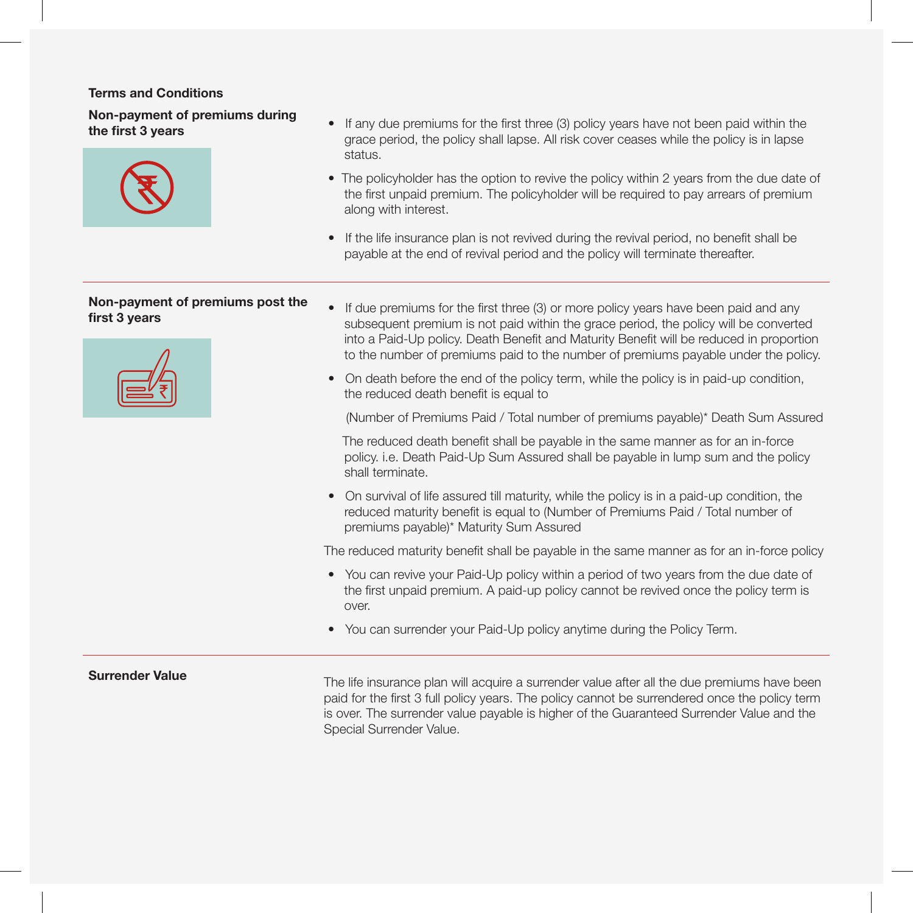## Terms and Conditions

### Non-payment of premiums during the first 3 years

- If any due premiums for the first three (3) policy years have not been paid within the grace period, the policy shall lapse. All risk cover ceases while the policy is in lapse status.
- The policyholder has the option to revive the policy within 2 years from the due date of the first unpaid premium. The policyholder will be required to pay arrears of premium along with interest.
- If the life insurance plan is not revived during the revival period, no benefit shall be payable at the end of revival period and the policy will terminate thereafter.

### Non-payment of premiums post the first 3 years

- If due premiums for the first three (3) or more policy years have been paid and any subsequent premium is not paid within the grace period, the policy will be converted into a Paid-Up policy. Death Benefit and Maturity Benefit will be reduced in proportion to the number of premiums paid to the number of premiums payable under the policy.
- On death before the end of the policy term, while the policy is in paid-up condition, the reduced death benefit is equal to

  (Number of Premiums Paid / Total number of premiums payable)* Death Sum Assured

  The reduced death benefit shall be payable in the same manner as for an in-force policy. i.e. Death Paid-Up Sum Assured shall be payable in lump sum and the policy shall terminate.
- On survival of life assured till maturity, while the policy is in a paid-up condition, the reduced maturity benefit is equal to (Number of Premiums Paid / Total number of premiums payable)* Maturity Sum Assured

The reduced maturity benefit shall be payable in the same manner as for an in-force policy

- You can revive your Paid-Up policy within a period of two years from the due date of the first unpaid premium. A paid-up policy cannot be revived once the policy term is over.
- You can surrender your Paid-Up policy anytime during the Policy Term.

### Surrender Value

The life insurance plan will acquire a surrender value after all the due premiums have been paid for the first 3 full policy years. The policy cannot be surrendered once the policy term is over. The surrender value payable is higher of the Guaranteed Surrender Value and the Special Surrender Value.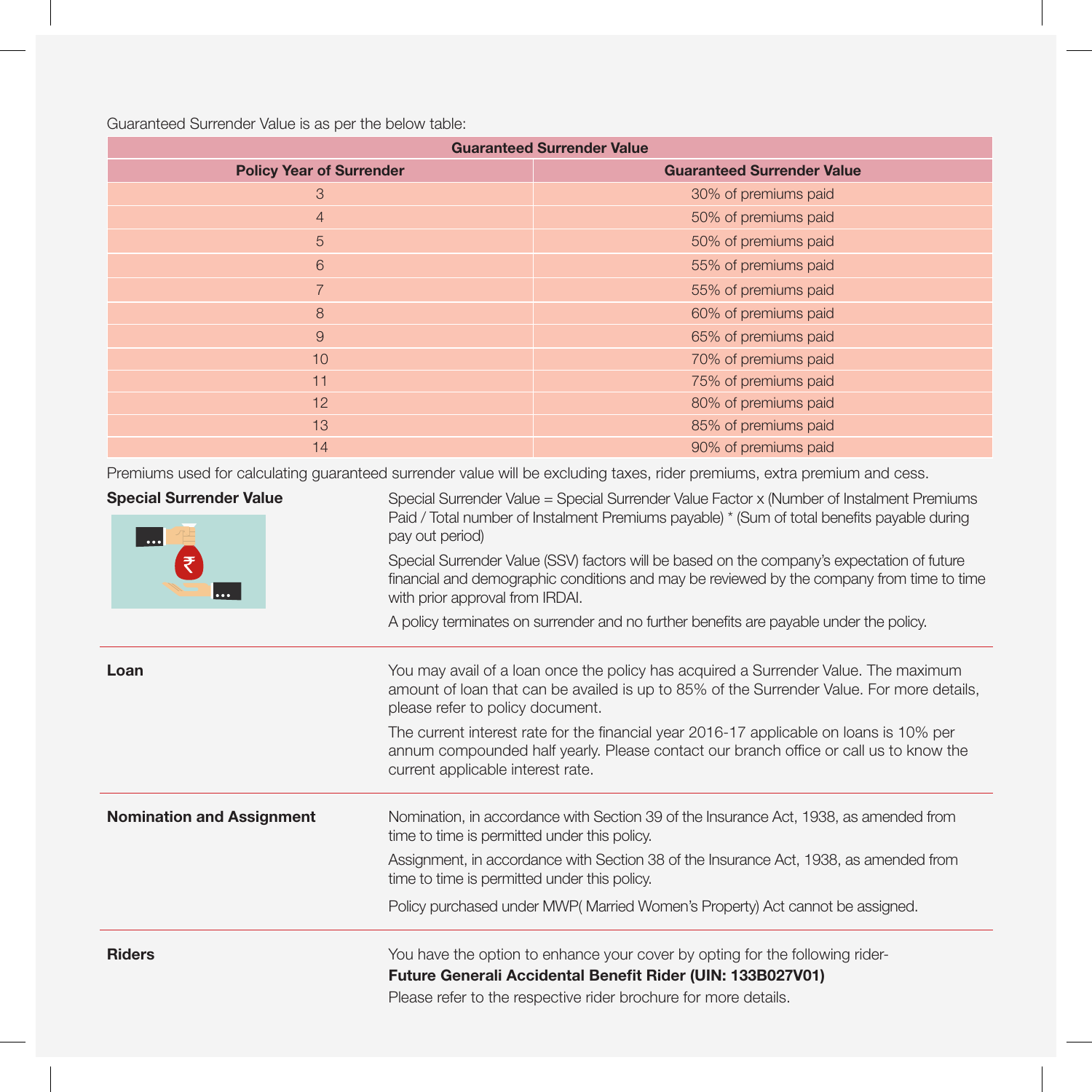Guaranteed Surrender Value is as per the below table:

| Guaranteed Surrender Value | |
|---|---|
| **Policy Year of Surrender** | **Guaranteed Surrender Value** |
| 3 | 30% of premiums paid |
| 4 | 50% of premiums paid |
| 5 | 50% of premiums paid |
| 6 | 55% of premiums paid |
| 7 | 55% of premiums paid |
| 8 | 60% of premiums paid |
| 9 | 65% of premiums paid |
| 10 | 70% of premiums paid |
| 11 | 75% of premiums paid |
| 12 | 80% of premiums paid |
| 13 | 85% of premiums paid |
| 14 | 90% of premiums paid |

Premiums used for calculating guaranteed surrender value will be excluding taxes, rider premiums, extra premium and cess.

**Special Surrender Value**

Special Surrender Value = Special Surrender Value Factor x (Number of Instalment Premiums Paid / Total number of Instalment Premiums payable) * (Sum of total benefits payable during pay out period)

Special Surrender Value (SSV) factors will be based on the company's expectation of future financial and demographic conditions and may be reviewed by the company from time to time with prior approval from IRDAI.

A policy terminates on surrender and no further benefits are payable under the policy.

**Loan**

You may avail of a loan once the policy has acquired a Surrender Value. The maximum amount of loan that can be availed is up to 85% of the Surrender Value. For more details, please refer to policy document.

The current interest rate for the financial year 2016-17 applicable on loans is 10% per annum compounded half yearly. Please contact our branch office or call us to know the current applicable interest rate.

**Nomination and Assignment**

Nomination, in accordance with Section 39 of the Insurance Act, 1938, as amended from time to time is permitted under this policy.

Assignment, in accordance with Section 38 of the Insurance Act, 1938, as amended from time to time is permitted under this policy.

Policy purchased under MWP( Married Women's Property) Act cannot be assigned.

**Riders**

You have the option to enhance your cover by opting for the following rider-
**Future Generali Accidental Benefit Rider (UIN: 133B027V01)**
Please refer to the respective rider brochure for more details.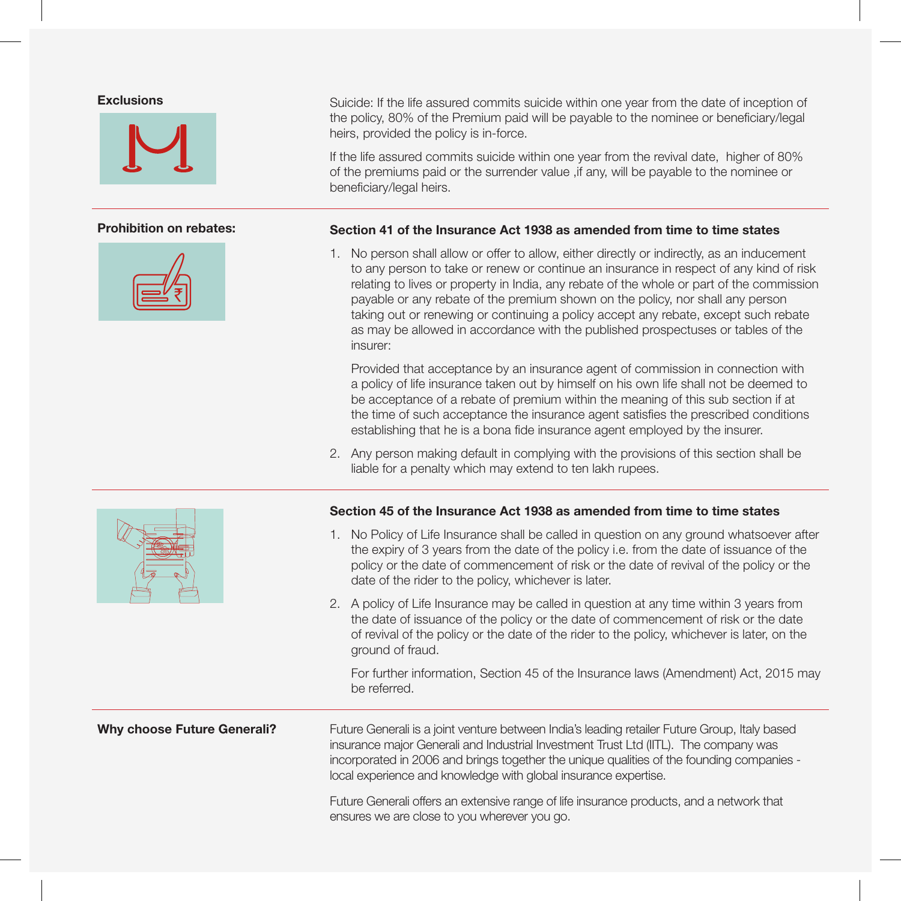## Exclusions

Suicide: If the life assured commits suicide within one year from the date of inception of the policy, 80% of the Premium paid will be payable to the nominee or beneficiary/legal heirs, provided the policy is in-force.

If the life assured commits suicide within one year from the revival date, higher of 80% of the premiums paid or the surrender value ,if any, will be payable to the nominee or beneficiary/legal heirs.

## Prohibition on rebates:

**Section 41 of the Insurance Act 1938 as amended from time to time states**

1. No person shall allow or offer to allow, either directly or indirectly, as an inducement to any person to take or renew or continue an insurance in respect of any kind of risk relating to lives or property in India, any rebate of the whole or part of the commission payable or any rebate of the premium shown on the policy, nor shall any person taking out or renewing or continuing a policy accept any rebate, except such rebate as may be allowed in accordance with the published prospectuses or tables of the insurer:

   Provided that acceptance by an insurance agent of commission in connection with a policy of life insurance taken out by himself on his own life shall not be deemed to be acceptance of a rebate of premium within the meaning of this sub section if at the time of such acceptance the insurance agent satisfies the prescribed conditions establishing that he is a bona fide insurance agent employed by the insurer.

2. Any person making default in complying with the provisions of this section shall be liable for a penalty which may extend to ten lakh rupees.

**Section 45 of the Insurance Act 1938 as amended from time to time states**

1. No Policy of Life Insurance shall be called in question on any ground whatsoever after the expiry of 3 years from the date of the policy i.e. from the date of issuance of the policy or the date of commencement of risk or the date of revival of the policy or the date of the rider to the policy, whichever is later.

2. A policy of Life Insurance may be called in question at any time within 3 years from the date of issuance of the policy or the date of commencement of risk or the date of revival of the policy or the date of the rider to the policy, whichever is later, on the ground of fraud.

   For further information, Section 45 of the Insurance laws (Amendment) Act, 2015 may be referred.

## Why choose Future Generali?

Future Generali is a joint venture between India's leading retailer Future Group, Italy based insurance major Generali and Industrial Investment Trust Ltd (IITL). The company was incorporated in 2006 and brings together the unique qualities of the founding companies - local experience and knowledge with global insurance expertise.

Future Generali offers an extensive range of life insurance products, and a network that ensures we are close to you wherever you go.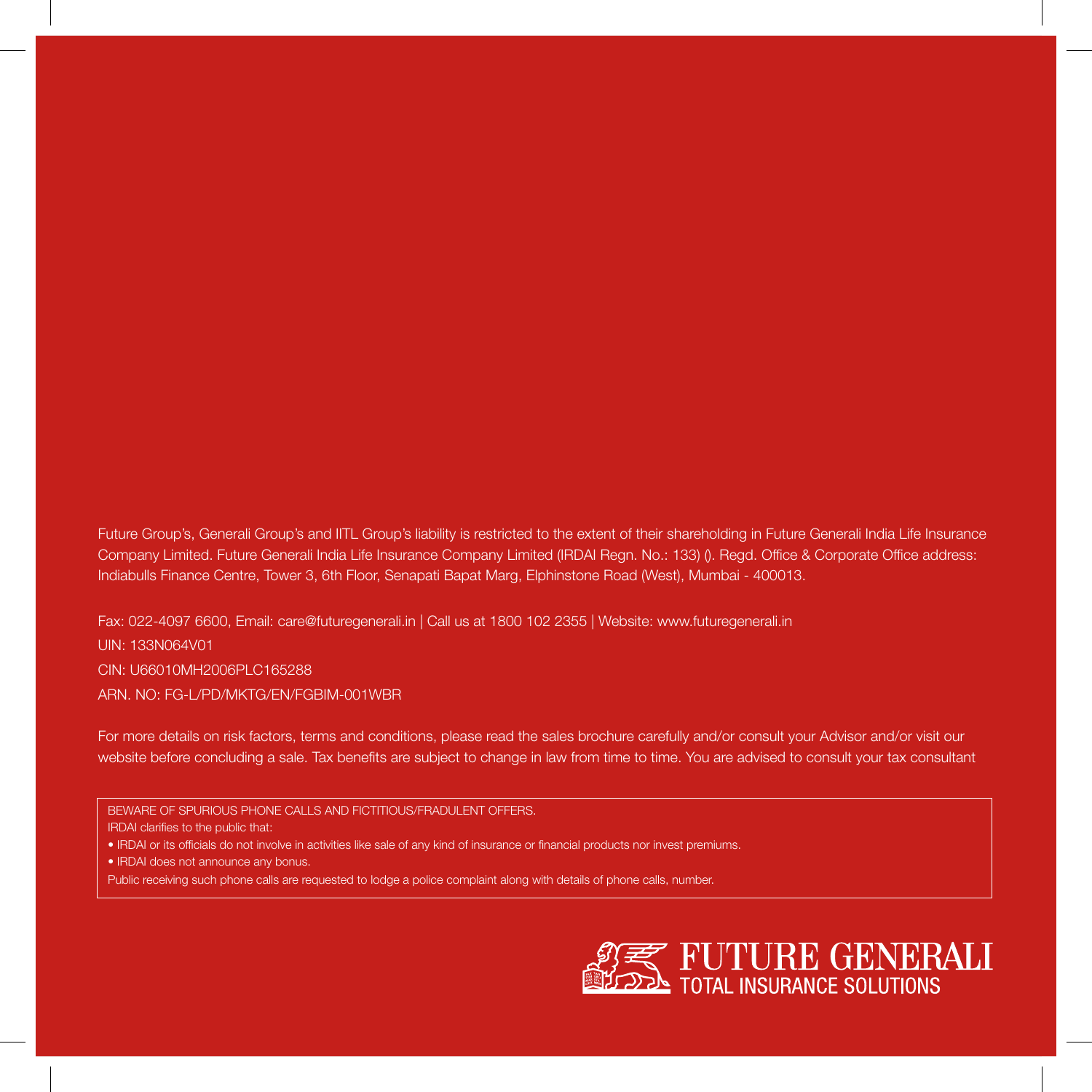Future Group's, Generali Group's and IITL Group's liability is restricted to the extent of their shareholding in Future Generali India Life Insurance Company Limited. Future Generali India Life Insurance Company Limited (IRDAI Regn. No.: 133) (). Regd. Office & Corporate Office address: Indiabulls Finance Centre, Tower 3, 6th Floor, Senapati Bapat Marg, Elphinstone Road (West), Mumbai - 400013.

Fax: 022-4097 6600, Email: care@futuregenerali.in | Call us at 1800 102 2355 | Website: www.futuregenerali.in

UIN: 133N064V01

CIN: U66010MH2006PLC165288

ARN. NO: FG-L/PD/MKTG/EN/FGBIM-001WBR

For more details on risk factors, terms and conditions, please read the sales brochure carefully and/or consult your Advisor and/or visit our website before concluding a sale. Tax benefits are subject to change in law from time to time. You are advised to consult your tax consultant

BEWARE OF SPURIOUS PHONE CALLS AND FICTITIOUS/FRADULENT OFFERS.

IRDAI clarifies to the public that:

- IRDAI or its officials do not involve in activities like sale of any kind of insurance or financial products nor invest premiums.
- IRDAI does not announce any bonus.

Public receiving such phone calls are requested to lodge a police complaint along with details of phone calls, number.

FUTURE GENERALI
TOTAL INSURANCE SOLUTIONS